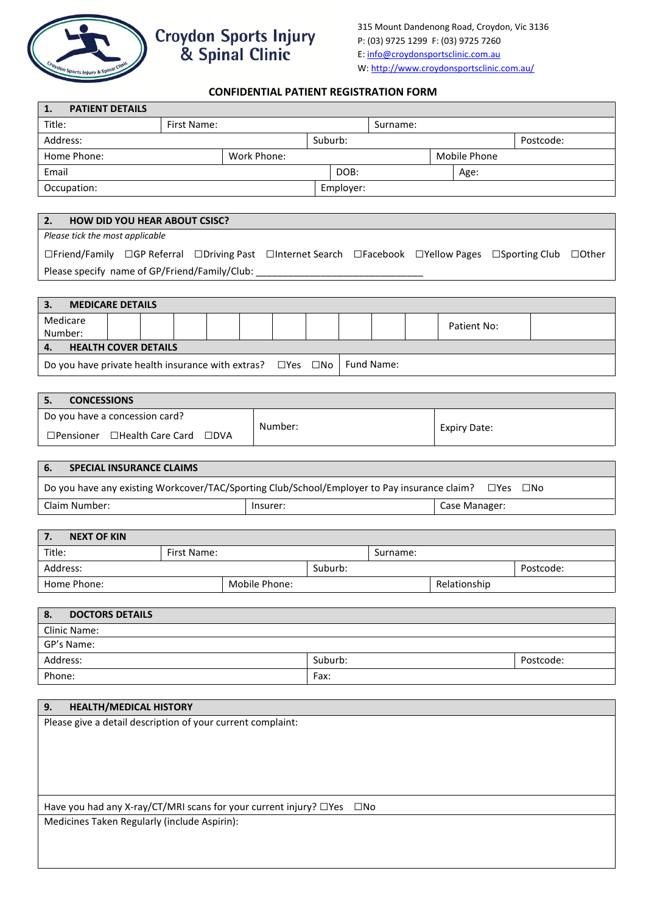# Croydon Sports Injury & Spinal Clinic

315 Mount Dandenong Road, Croydon, Vic 3136
P: (03) 9725 1299 F: (03) 9725 7260
E: info@croydonsportsclinic.com.au
W: http://www.croydonsportsclinic.com.au/

## CONFIDENTIAL PATIENT REGISTRATION FORM

| 1. PATIENT DETAILS | | | | |
|---|---|---|---|---|
| Title: | First Name: | | Surname: | |
| Address: | | Suburb: | | Postcode: |
| Home Phone: | Work Phone: | | Mobile Phone | |
| Email | | DOB: | Age: | |
| Occupation: | | Employer: | | |

**2. HOW DID YOU HEAR ABOUT CSISC?**

*Please tick the most applicable*

☐Friend/Family ☐GP Referral ☐Driving Past ☐Internet Search ☐Facebook ☐Yellow Pages ☐Sporting Club ☐Other

Please specify name of GP/Friend/Family/Club: _______________________________

| 3. MEDICARE DETAILS | | | | | | | | | | | | |
|---|---|---|---|---|---|---|---|---|---|---|---|---|
| Medicare Number: | | | | | | | | | | | Patient No: | |

| 4. HEALTH COVER DETAILS | |
|---|---|
| Do you have private health insurance with extras? ☐Yes ☐No | Fund Name: |

| 5. CONCESSIONS | | |
|---|---|---|
| Do you have a concession card? ☐Pensioner ☐Health Care Card ☐DVA | Number: | Expiry Date: |

| 6. SPECIAL INSURANCE CLAIMS | | |
|---|---|---|
| Do you have any existing Workcover/TAC/Sporting Club/School/Employer to Pay insurance claim? ☐Yes ☐No | | |
| Claim Number: | Insurer: | Case Manager: |

| 7. NEXT OF KIN | | | | |
|---|---|---|---|---|
| Title: | First Name: | | Surname: | |
| Address: | | Suburb: | | Postcode: |
| Home Phone: | Mobile Phone: | | Relationship | |

| 8. DOCTORS DETAILS | | |
|---|---|---|
| Clinic Name: | | |
| GP's Name: | | |
| Address: | Suburb: | Postcode: |
| Phone: | Fax: | |

**9. HEALTH/MEDICAL HISTORY**

Please give a detail description of your current complaint:

Have you had any X-ray/CT/MRI scans for your current injury? ☐Yes ☐No

Medicines Taken Regularly (include Aspirin):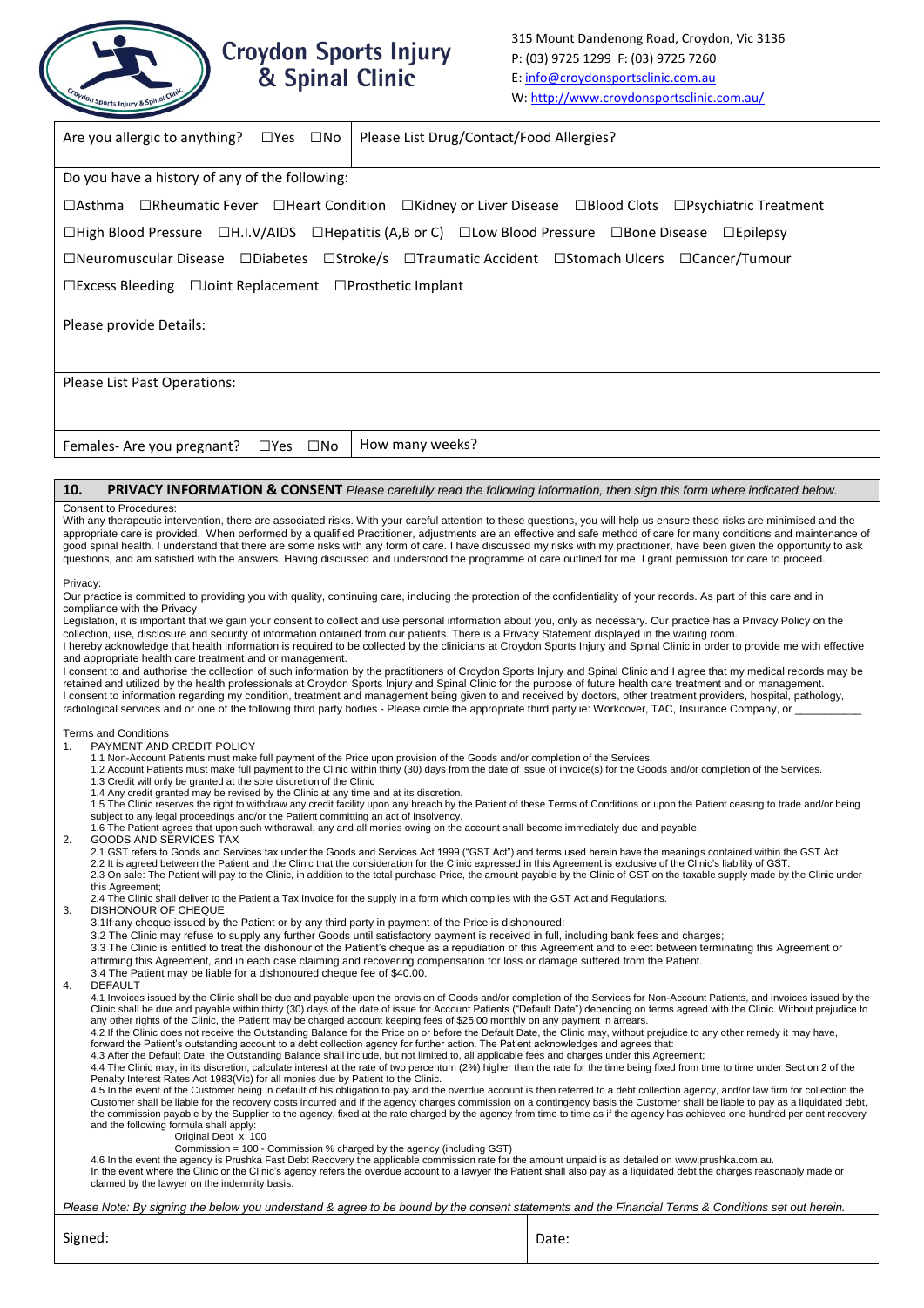# Croydon Sports Injury & Spinal Clinic

315 Mount Dandenong Road, Croydon, Vic 3136
P: (03) 9725 1299 F: (03) 9725 7260
E: info@croydonsportsclinic.com.au
W: http://www.croydonsportsclinic.com.au/

| | |
|---|---|
| Are you allergic to anything? ☐Yes ☐No | Please List Drug/Contact/Food Allergies? |

Do you have a history of any of the following:

☐Asthma ☐Rheumatic Fever ☐Heart Condition ☐Kidney or Liver Disease ☐Blood Clots ☐Psychiatric Treatment

☐High Blood Pressure ☐H.I.V/AIDS ☐Hepatitis (A,B or C) ☐Low Blood Pressure ☐Bone Disease ☐Epilepsy

☐Neuromuscular Disease ☐Diabetes ☐Stroke/s ☐Traumatic Accident ☐Stomach Ulcers ☐Cancer/Tumour

☐Excess Bleeding ☐Joint Replacement ☐Prosthetic Implant

Please provide Details:

Please List Past Operations:

| | |
|---|---|
| Females- Are you pregnant? ☐Yes ☐No | How many weeks? |

## 10. PRIVACY INFORMATION & CONSENT *Please carefully read the following information, then sign this form where indicated below.*

Consent to Procedures:

With any therapeutic intervention, there are associated risks. With your careful attention to these questions, you will help us ensure these risks are minimised and the appropriate care is provided. When performed by a qualified Practitioner, adjustments are an effective and safe method of care for many conditions and maintenance of good spinal health. I understand that there are some risks with any form of care. I have discussed my risks with my practitioner, have been given the opportunity to ask questions, and am satisfied with the answers. Having discussed and understood the programme of care outlined for me, I grant permission for care to proceed.

Privacy:

Our practice is committed to providing you with quality, continuing care, including the protection of the confidentiality of your records. As part of this care and in compliance with the Privacy
Legislation, it is important that we gain your consent to collect and use personal information about you, only as necessary. Our practice has a Privacy Policy on the collection, use, disclosure and security of information obtained from our patients. There is a Privacy Statement displayed in the waiting room.
I hereby acknowledge that health information is required to be collected by the clinicians at Croydon Sports Injury and Spinal Clinic in order to provide me with effective and appropriate health care treatment and or management.
I consent to and authorise the collection of such information by the practitioners of Croydon Sports Injury and Spinal Clinic and I agree that my medical records may be retained and utilized by the health professionals at Croydon Sports Injury and Spinal Clinic for the purpose of future health care treatment and or management.
I consent to information regarding my condition, treatment and management being given to and received by doctors, other treatment providers, hospital, pathology, radiological services and or one of the following third party bodies - Please circle the appropriate third party ie: Workcover, TAC, Insurance Company, or ___________

Terms and Conditions

1. PAYMENT AND CREDIT POLICY
   1.1 Non-Account Patients must make full payment of the Price upon provision of the Goods and/or completion of the Services.
   1.2 Account Patients must make full payment to the Clinic within thirty (30) days from the date of issue of invoice(s) for the Goods and/or completion of the Services.
   1.3 Credit will only be granted at the sole discretion of the Clinic
   1.4 Any credit granted may be revised by the Clinic at any time and at its discretion.
   1.5 The Clinic reserves the right to withdraw any credit facility upon any breach by the Patient of these Terms of Conditions or upon the Patient ceasing to trade and/or being subject to any legal proceedings and/or the Patient committing an act of insolvency.
   1.6 The Patient agrees that upon such withdrawal, any and all monies owing on the account shall become immediately due and payable.
2. GOODS AND SERVICES TAX
   2.1 GST refers to Goods and Services tax under the Goods and Services Act 1999 ("GST Act") and terms used herein have the meanings contained within the GST Act.
   2.2 It is agreed between the Patient and the Clinic that the consideration for the Clinic expressed in this Agreement is exclusive of the Clinic's liability of GST.
   2.3 On sale: The Patient will pay to the Clinic, in addition to the total purchase Price, the amount payable by the Clinic of GST on the taxable supply made by the Clinic under this Agreement;
   2.4 The Clinic shall deliver to the Patient a Tax Invoice for the supply in a form which complies with the GST Act and Regulations.
3. DISHONOUR OF CHEQUE
   3.1If any cheque issued by the Patient or by any third party in payment of the Price is dishonoured:
   3.2 The Clinic may refuse to supply any further Goods until satisfactory payment is received in full, including bank fees and charges;
   3.3 The Clinic is entitled to treat the dishonour of the Patient's cheque as a repudiation of this Agreement and to elect between terminating this Agreement or affirming this Agreement, and in each case claiming and recovering compensation for loss or damage suffered from the Patient.
   3.4 The Patient may be liable for a dishonoured cheque fee of $40.00.
4. DEFAULT
   4.1 Invoices issued by the Clinic shall be due and payable upon the provision of Goods and/or completion of the Services for Non-Account Patients, and invoices issued by the Clinic shall be due and payable within thirty (30) days of the date of issue for Account Patients ("Default Date") depending on terms agreed with the Clinic. Without prejudice to any other rights of the Clinic, the Patient may be charged account keeping fees of $25.00 monthly on any payment in arrears.
   4.2 If the Clinic does not receive the Outstanding Balance for the Price on or before the Default Date, the Clinic may, without prejudice to any other remedy it may have, forward the Patient's outstanding account to a debt collection agency for further action. The Patient acknowledges and agrees that:
   4.3 After the Default Date, the Outstanding Balance shall include, but not limited to, all applicable fees and charges under this Agreement;
   4.4 The Clinic may, in its discretion, calculate interest at the rate of two percentum (2%) higher than the rate for the time being fixed from time to time under Section 2 of the Penalty Interest Rates Act 1983(Vic) for all monies due by Patient to the Clinic.
   4.5 In the event of the Customer being in default of his obligation to pay and the overdue account is then referred to a debt collection agency, and/or law firm for collection the Customer shall be liable for the recovery costs incurred and if the agency charges commission on a contingency basis the Customer shall be liable to pay as a liquidated debt, the commission payable by the Supplier to the agency, fixed at the rate charged by the agency from time to time as if the agency has achieved one hundred per cent recovery and the following formula shall apply:
   Original Debt x 100
   Commission = 100 - Commission % charged by the agency (including GST)
   4.6 In the event the agency is Prushka Fast Debt Recovery the applicable commission rate for the amount unpaid is as detailed on www.prushka.com.au.
   In the event where the Clinic or the Clinic's agency refers the overdue account to a lawyer the Patient shall also pay as a liquidated debt the charges reasonably made or claimed by the lawyer on the indemnity basis.

*Please Note: By signing the below you understand & agree to be bound by the consent statements and the Financial Terms & Conditions set out herein.*

| | |
|---|---|
| Signed: | Date: |